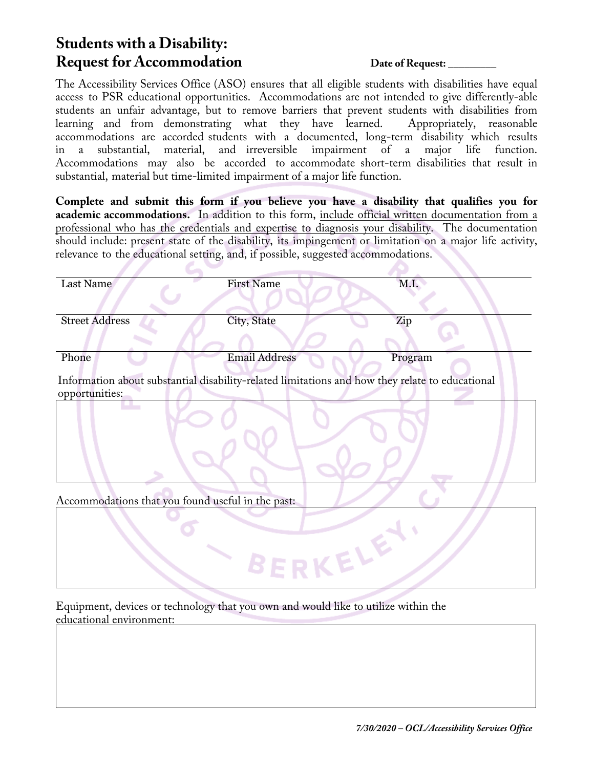# Students with a Disability: Request for Accommodation

**Date of Request:** ________

The Accessibility Services Office (ASO) ensures that all eligible students with disabilities have equal access to PSR educational opportunities. Accommodations are not intended to give differently-able students an unfair advantage, but to remove barriers that prevent students with disabilities from learning and from demonstrating what they have learned. Appropriately, reasonable accommodations are accorded students with a documented, long-term disability which results in a substantial, material, and irreversible impairment of a major life function. Accommodations may also be accorded to accommodate short-term disabilities that result in substantial, material but time-limited impairment of a major life function.

**Complete and submit this form if you believe you have a disability that qualifies you for academic accommodations.** In addition to this form, <u>include official written documentation from a professional who has the credentials and expertise to diagnosis your disability</u>. The documentation should include: present state of the disability, its impingement or limitation on a major life activity, relevance to the educational setting, and, if possible, suggested accommodations.

| Last Name | First Name | M.I. |
|---|---|---|
| Street Address | City, State | Zip |
| Phone | Email Address | Program |

Information about substantial disability-related limitations and how they relate to educational opportunities:

Accommodations that you found useful in the past:

Equipment, devices or technology that you own and would like to utilize within the educational environment:

*7/30/2020 – OCL/Accessibility Services Office*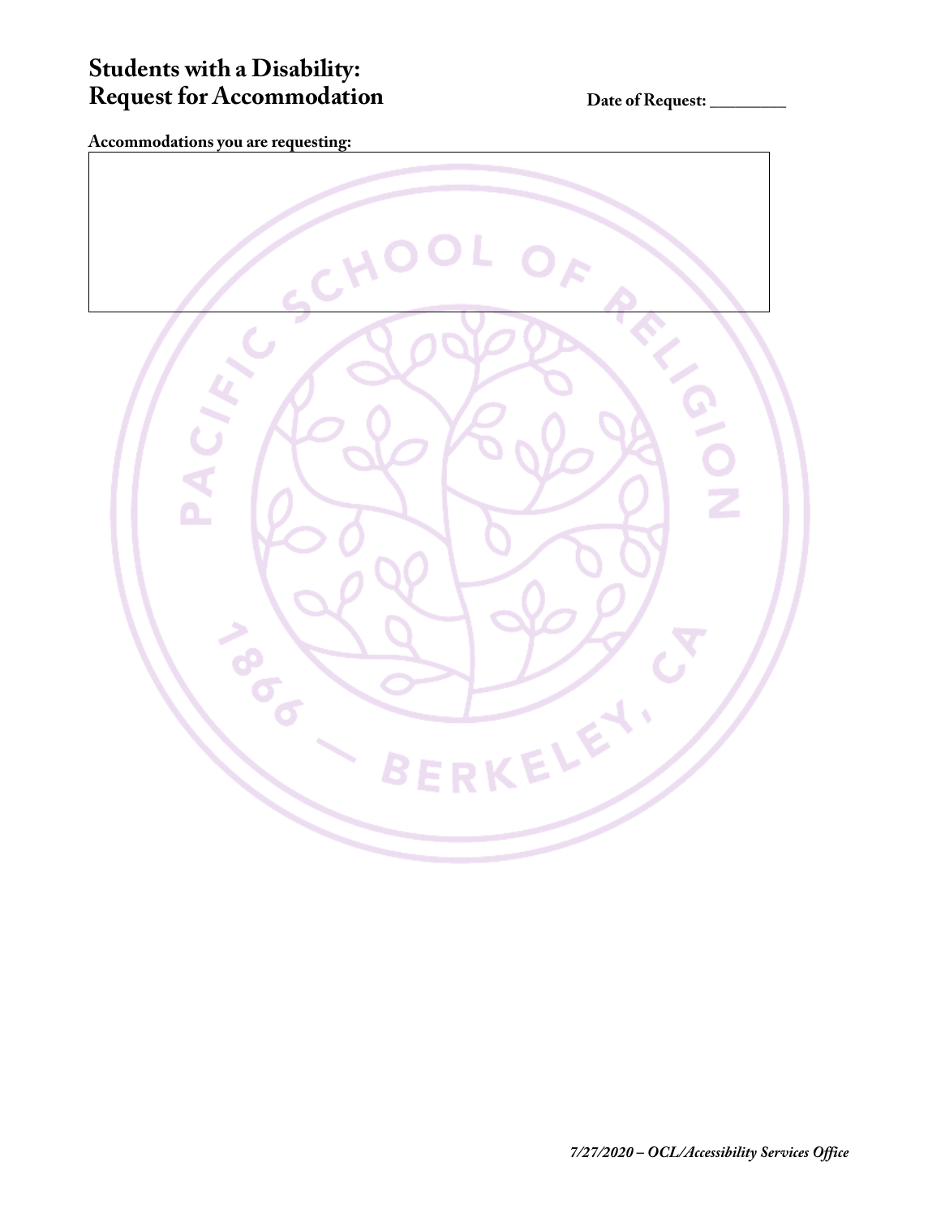# Students with a Disability: Request for Accommodation

**Date of Request:** __________

**Accommodations you are requesting:**

*7/27/2020 – OCL/Accessibility Services Office*